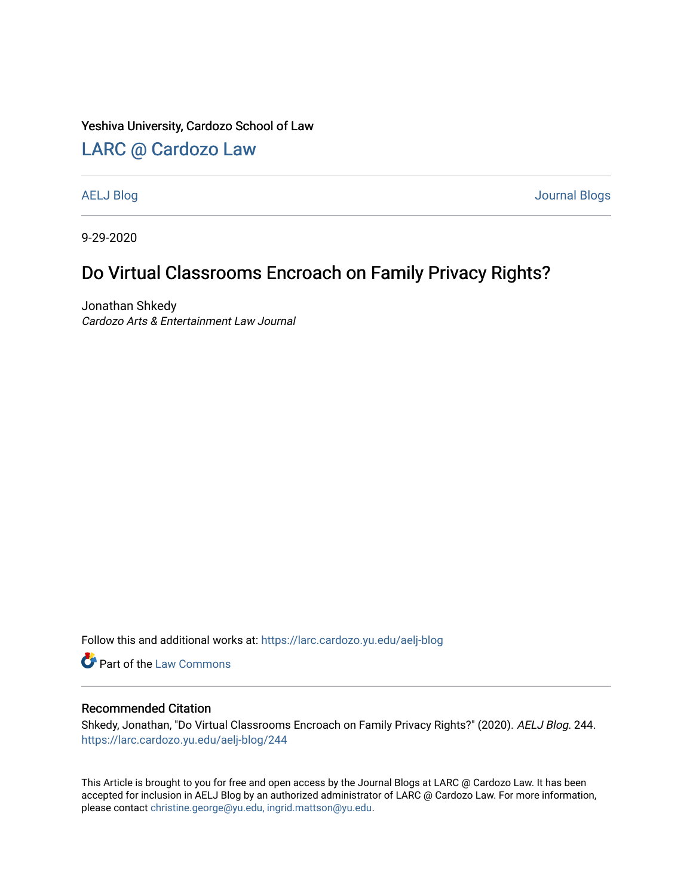Yeshiva University, Cardozo School of Law

## LARC @ Cardozo Law

AELJ Blog | Journal Blogs

9-29-2020

# Do Virtual Classrooms Encroach on Family Privacy Rights?

Jonathan Shkedy
*Cardozo Arts & Entertainment Law Journal*

Follow this and additional works at: https://larc.cardozo.yu.edu/aelj-blog

Part of the Law Commons

### Recommended Citation

Shkedy, Jonathan, "Do Virtual Classrooms Encroach on Family Privacy Rights?" (2020). *AELJ Blog*. 244.
https://larc.cardozo.yu.edu/aelj-blog/244

This Article is brought to you for free and open access by the Journal Blogs at LARC @ Cardozo Law. It has been accepted for inclusion in AELJ Blog by an authorized administrator of LARC @ Cardozo Law. For more information, please contact christine.george@yu.edu, ingrid.mattson@yu.edu.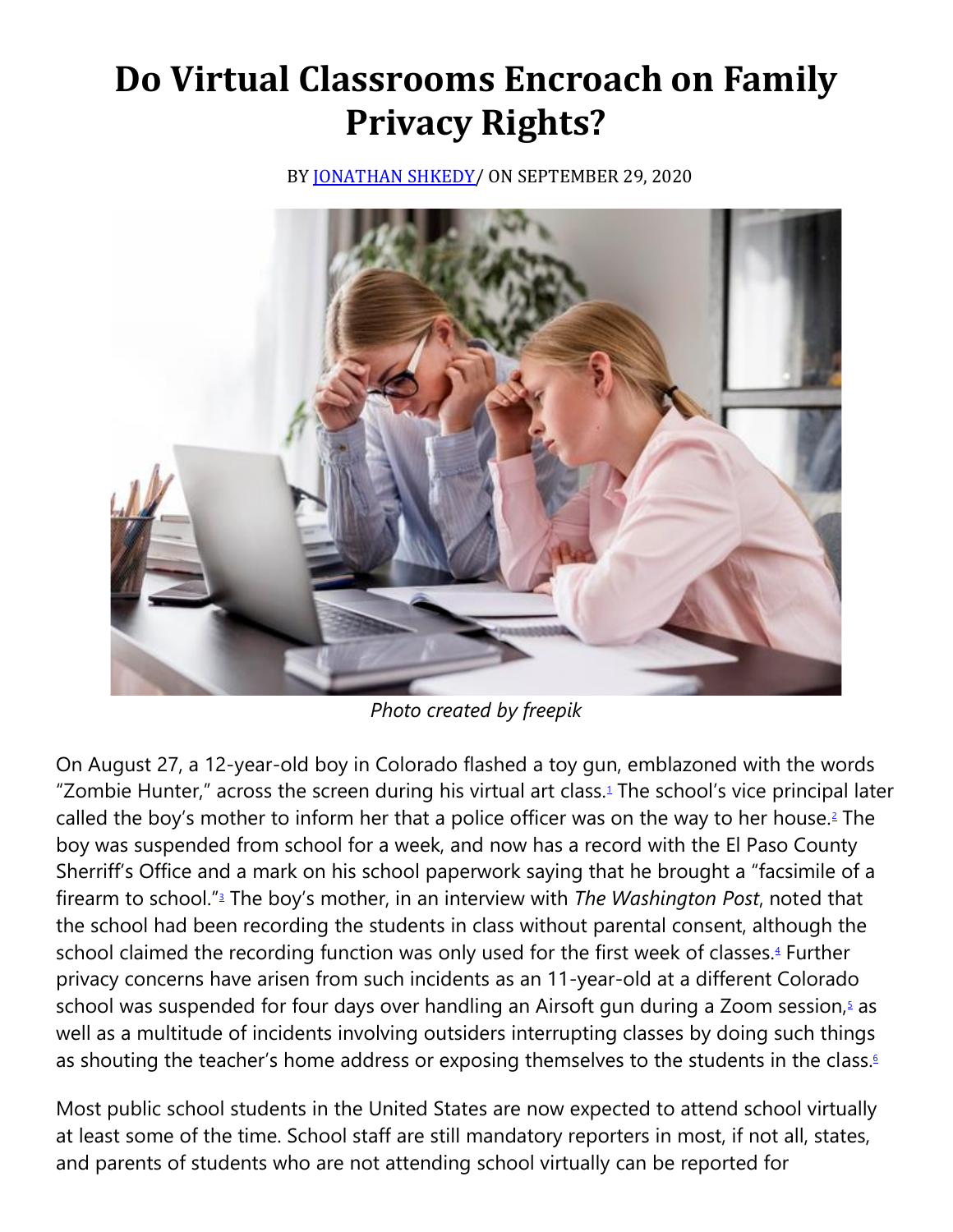# Do Virtual Classrooms Encroach on Family Privacy Rights?

BY [JONATHAN SHKEDY](#)/ ON SEPTEMBER 29, 2020

*Photo created by freepik*

On August 27, a 12-year-old boy in Colorado flashed a toy gun, emblazoned with the words "Zombie Hunter," across the screen during his virtual art class.[1] The school's vice principal later called the boy's mother to inform her that a police officer was on the way to her house.[2] The boy was suspended from school for a week, and now has a record with the El Paso County Sherriff's Office and a mark on his school paperwork saying that he brought a "facsimile of a firearm to school."[3] The boy's mother, in an interview with *The Washington Post*, noted that the school had been recording the students in class without parental consent, although the school claimed the recording function was only used for the first week of classes.[4] Further privacy concerns have arisen from such incidents as an 11-year-old at a different Colorado school was suspended for four days over handling an Airsoft gun during a Zoom session,[5] as well as a multitude of incidents involving outsiders interrupting classes by doing such things as shouting the teacher's home address or exposing themselves to the students in the class.[6]

Most public school students in the United States are now expected to attend school virtually at least some of the time. School staff are still mandatory reporters in most, if not all, states, and parents of students who are not attending school virtually can be reported for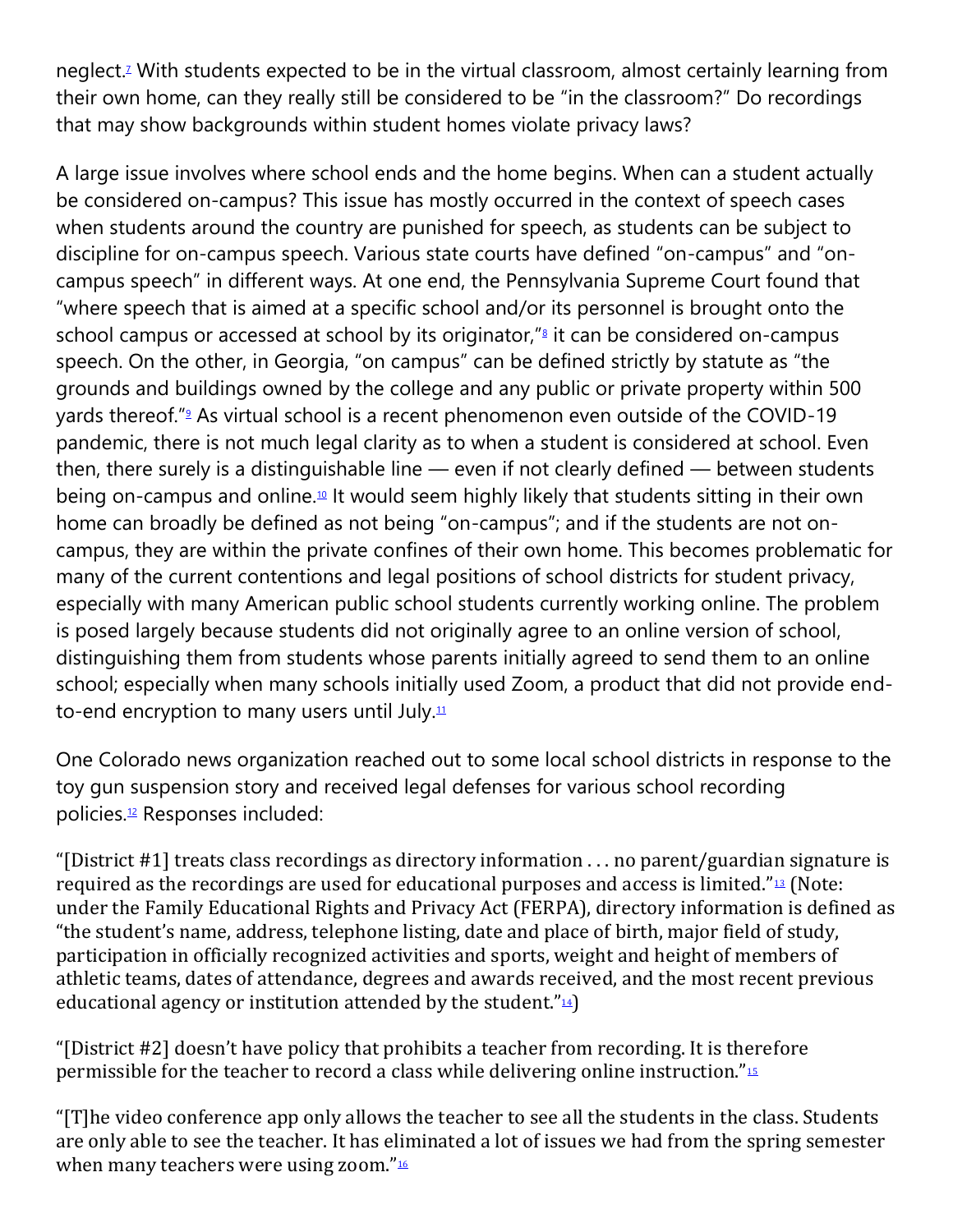neglect.[7] With students expected to be in the virtual classroom, almost certainly learning from their own home, can they really still be considered to be "in the classroom?" Do recordings that may show backgrounds within student homes violate privacy laws?

A large issue involves where school ends and the home begins. When can a student actually be considered on-campus? This issue has mostly occurred in the context of speech cases when students around the country are punished for speech, as students can be subject to discipline for on-campus speech. Various state courts have defined "on-campus" and "on-campus speech" in different ways. At one end, the Pennsylvania Supreme Court found that "where speech that is aimed at a specific school and/or its personnel is brought onto the school campus or accessed at school by its originator,"[8] it can be considered on-campus speech. On the other, in Georgia, "on campus" can be defined strictly by statute as "the grounds and buildings owned by the college and any public or private property within 500 yards thereof."[9] As virtual school is a recent phenomenon even outside of the COVID-19 pandemic, there is not much legal clarity as to when a student is considered at school. Even then, there surely is a distinguishable line — even if not clearly defined — between students being on-campus and online.[10] It would seem highly likely that students sitting in their own home can broadly be defined as not being "on-campus"; and if the students are not on-campus, they are within the private confines of their own home. This becomes problematic for many of the current contentions and legal positions of school districts for student privacy, especially with many American public school students currently working online. The problem is posed largely because students did not originally agree to an online version of school, distinguishing them from students whose parents initially agreed to send them to an online school; especially when many schools initially used Zoom, a product that did not provide end-to-end encryption to many users until July.[11]

One Colorado news organization reached out to some local school districts in response to the toy gun suspension story and received legal defenses for various school recording policies.[12] Responses included:

"[District #1] treats class recordings as directory information . . . no parent/guardian signature is required as the recordings are used for educational purposes and access is limited."[13] (Note: under the Family Educational Rights and Privacy Act (FERPA), directory information is defined as "the student's name, address, telephone listing, date and place of birth, major field of study, participation in officially recognized activities and sports, weight and height of members of athletic teams, dates of attendance, degrees and awards received, and the most recent previous educational agency or institution attended by the student."[14])

"[District #2] doesn't have policy that prohibits a teacher from recording. It is therefore permissible for the teacher to record a class while delivering online instruction."[15]

"[T]he video conference app only allows the teacher to see all the students in the class. Students are only able to see the teacher. It has eliminated a lot of issues we had from the spring semester when many teachers were using zoom."[16]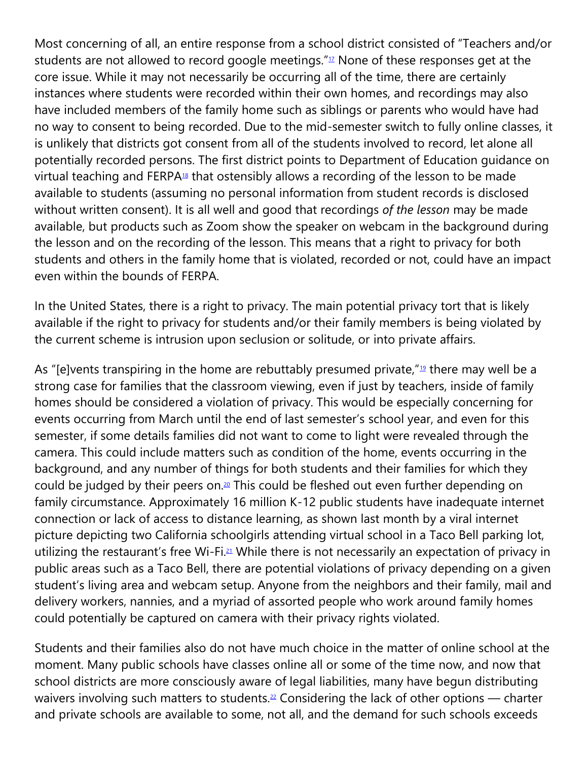Most concerning of all, an entire response from a school district consisted of "Teachers and/or students are not allowed to record google meetings."[17] None of these responses get at the core issue. While it may not necessarily be occurring all of the time, there are certainly instances where students were recorded within their own homes, and recordings may also have included members of the family home such as siblings or parents who would have had no way to consent to being recorded. Due to the mid-semester switch to fully online classes, it is unlikely that districts got consent from all of the students involved to record, let alone all potentially recorded persons. The first district points to Department of Education guidance on virtual teaching and FERPA[18] that ostensibly allows a recording of the lesson to be made available to students (assuming no personal information from student records is disclosed without written consent). It is all well and good that recordings *of the lesson* may be made available, but products such as Zoom show the speaker on webcam in the background during the lesson and on the recording of the lesson. This means that a right to privacy for both students and others in the family home that is violated, recorded or not, could have an impact even within the bounds of FERPA.

In the United States, there is a right to privacy. The main potential privacy tort that is likely available if the right to privacy for students and/or their family members is being violated by the current scheme is intrusion upon seclusion or solitude, or into private affairs.

As "[e]vents transpiring in the home are rebuttably presumed private,"[19] there may well be a strong case for families that the classroom viewing, even if just by teachers, inside of family homes should be considered a violation of privacy. This would be especially concerning for events occurring from March until the end of last semester's school year, and even for this semester, if some details families did not want to come to light were revealed through the camera. This could include matters such as condition of the home, events occurring in the background, and any number of things for both students and their families for which they could be judged by their peers on.[20] This could be fleshed out even further depending on family circumstance. Approximately 16 million K-12 public students have inadequate internet connection or lack of access to distance learning, as shown last month by a viral internet picture depicting two California schoolgirls attending virtual school in a Taco Bell parking lot, utilizing the restaurant's free Wi-Fi.[21] While there is not necessarily an expectation of privacy in public areas such as a Taco Bell, there are potential violations of privacy depending on a given student's living area and webcam setup. Anyone from the neighbors and their family, mail and delivery workers, nannies, and a myriad of assorted people who work around family homes could potentially be captured on camera with their privacy rights violated.

Students and their families also do not have much choice in the matter of online school at the moment. Many public schools have classes online all or some of the time now, and now that school districts are more consciously aware of legal liabilities, many have begun distributing waivers involving such matters to students.[22] Considering the lack of other options — charter and private schools are available to some, not all, and the demand for such schools exceeds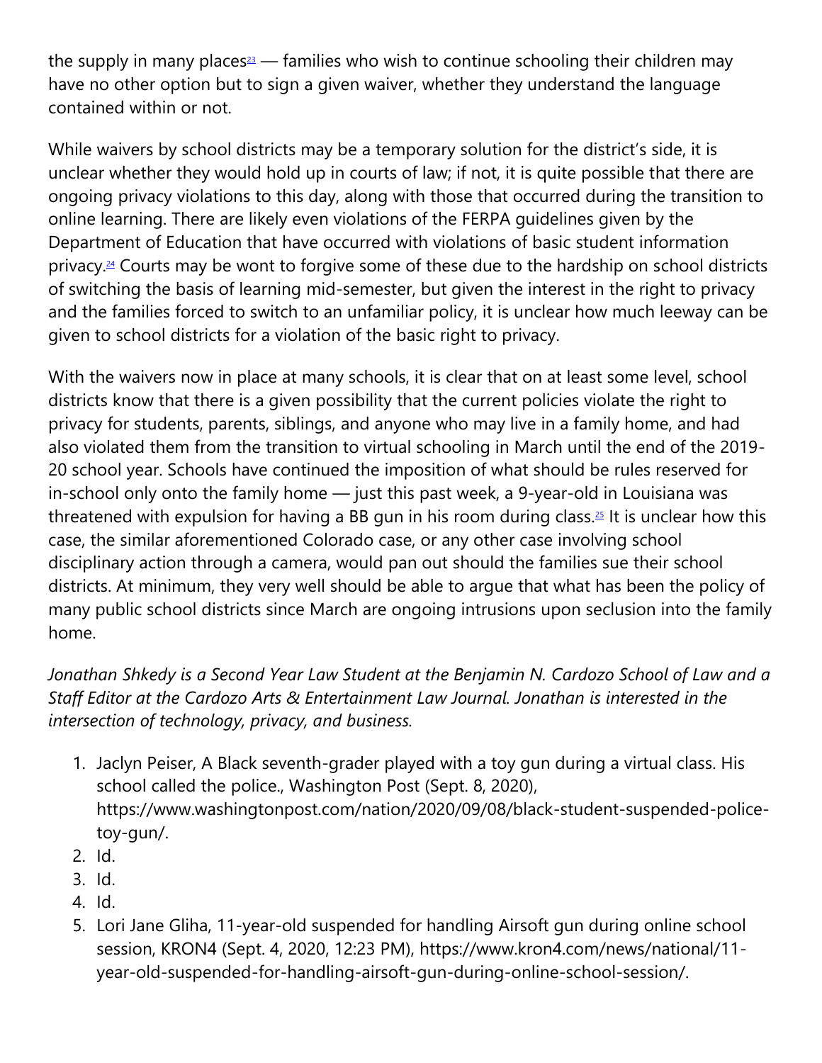the supply in many places[23] — families who wish to continue schooling their children may have no other option but to sign a given waiver, whether they understand the language contained within or not.

While waivers by school districts may be a temporary solution for the district's side, it is unclear whether they would hold up in courts of law; if not, it is quite possible that there are ongoing privacy violations to this day, along with those that occurred during the transition to online learning. There are likely even violations of the FERPA guidelines given by the Department of Education that have occurred with violations of basic student information privacy.[24] Courts may be wont to forgive some of these due to the hardship on school districts of switching the basis of learning mid-semester, but given the interest in the right to privacy and the families forced to switch to an unfamiliar policy, it is unclear how much leeway can be given to school districts for a violation of the basic right to privacy.

With the waivers now in place at many schools, it is clear that on at least some level, school districts know that there is a given possibility that the current policies violate the right to privacy for students, parents, siblings, and anyone who may live in a family home, and had also violated them from the transition to virtual schooling in March until the end of the 2019-20 school year. Schools have continued the imposition of what should be rules reserved for in-school only onto the family home — just this past week, a 9-year-old in Louisiana was threatened with expulsion for having a BB gun in his room during class.[25] It is unclear how this case, the similar aforementioned Colorado case, or any other case involving school disciplinary action through a camera, would pan out should the families sue their school districts. At minimum, they very well should be able to argue that what has been the policy of many public school districts since March are ongoing intrusions upon seclusion into the family home.

*Jonathan Shkedy is a Second Year Law Student at the Benjamin N. Cardozo School of Law and a Staff Editor at the Cardozo Arts & Entertainment Law Journal. Jonathan is interested in the intersection of technology, privacy, and business.*

1. Jaclyn Peiser, A Black seventh-grader played with a toy gun during a virtual class. His school called the police., Washington Post (Sept. 8, 2020), https://www.washingtonpost.com/nation/2020/09/08/black-student-suspended-police-toy-gun/.
2. Id.
3. Id.
4. Id.
5. Lori Jane Gliha, 11-year-old suspended for handling Airsoft gun during online school session, KRON4 (Sept. 4, 2020, 12:23 PM), https://www.kron4.com/news/national/11-year-old-suspended-for-handling-airsoft-gun-during-online-school-session/.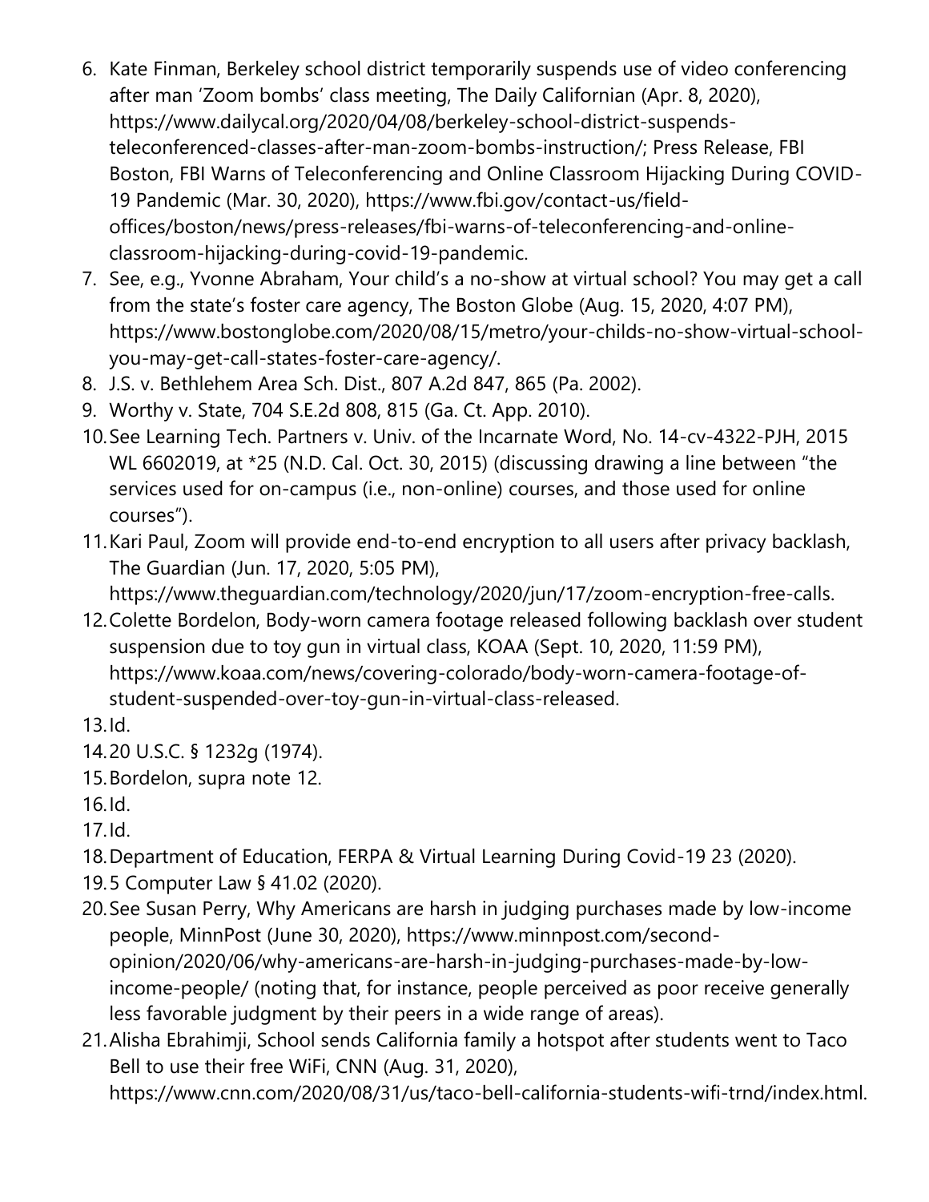6. Kate Finman, Berkeley school district temporarily suspends use of video conferencing after man 'Zoom bombs' class meeting, The Daily Californian (Apr. 8, 2020), https://www.dailycal.org/2020/04/08/berkeley-school-district-suspends-teleconferenced-classes-after-man-zoom-bombs-instruction/; Press Release, FBI Boston, FBI Warns of Teleconferencing and Online Classroom Hijacking During COVID-19 Pandemic (Mar. 30, 2020), https://www.fbi.gov/contact-us/field-offices/boston/news/press-releases/fbi-warns-of-teleconferencing-and-online-classroom-hijacking-during-covid-19-pandemic.
7. See, e.g., Yvonne Abraham, Your child's a no-show at virtual school? You may get a call from the state's foster care agency, The Boston Globe (Aug. 15, 2020, 4:07 PM), https://www.bostonglobe.com/2020/08/15/metro/your-childs-no-show-virtual-school-you-may-get-call-states-foster-care-agency/.
8. J.S. v. Bethlehem Area Sch. Dist., 807 A.2d 847, 865 (Pa. 2002).
9. Worthy v. State, 704 S.E.2d 808, 815 (Ga. Ct. App. 2010).
10. See Learning Tech. Partners v. Univ. of the Incarnate Word, No. 14-cv-4322-PJH, 2015 WL 6602019, at *25 (N.D. Cal. Oct. 30, 2015) (discussing drawing a line between "the services used for on-campus (i.e., non-online) courses, and those used for online courses").
11. Kari Paul, Zoom will provide end-to-end encryption to all users after privacy backlash, The Guardian (Jun. 17, 2020, 5:05 PM), https://www.theguardian.com/technology/2020/jun/17/zoom-encryption-free-calls.
12. Colette Bordelon, Body-worn camera footage released following backlash over student suspension due to toy gun in virtual class, KOAA (Sept. 10, 2020, 11:59 PM), https://www.koaa.com/news/covering-colorado/body-worn-camera-footage-of-student-suspended-over-toy-gun-in-virtual-class-released.
13. Id.
14. 20 U.S.C. § 1232g (1974).
15. Bordelon, supra note 12.
16. Id.
17. Id.
18. Department of Education, FERPA & Virtual Learning During Covid-19 23 (2020).
19. 5 Computer Law § 41.02 (2020).
20. See Susan Perry, Why Americans are harsh in judging purchases made by low-income people, MinnPost (June 30, 2020), https://www.minnpost.com/second-opinion/2020/06/why-americans-are-harsh-in-judging-purchases-made-by-low-income-people/ (noting that, for instance, people perceived as poor receive generally less favorable judgment by their peers in a wide range of areas).
21. Alisha Ebrahimji, School sends California family a hotspot after students went to Taco Bell to use their free WiFi, CNN (Aug. 31, 2020), https://www.cnn.com/2020/08/31/us/taco-bell-california-students-wifi-trnd/index.html.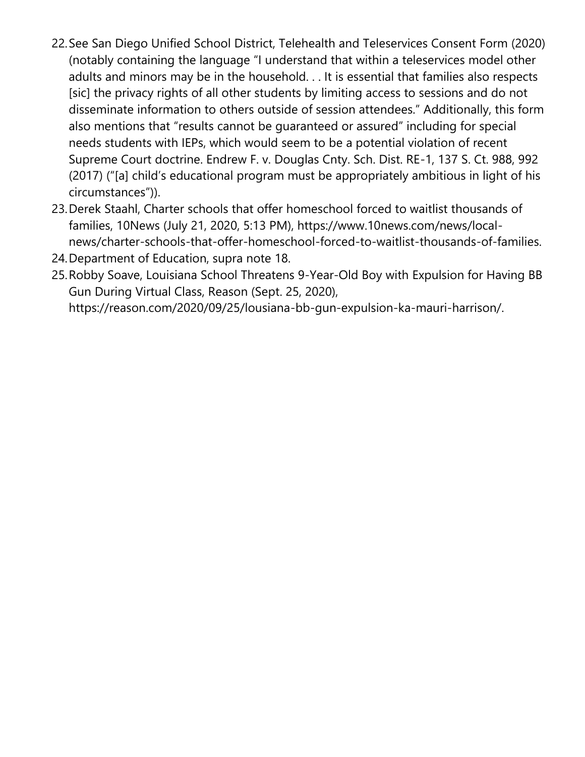22. See San Diego Unified School District, Telehealth and Teleservices Consent Form (2020) (notably containing the language “I understand that within a teleservices model other adults and minors may be in the household. . . It is essential that families also respects [sic] the privacy rights of all other students by limiting access to sessions and do not disseminate information to others outside of session attendees.” Additionally, this form also mentions that “results cannot be guaranteed or assured” including for special needs students with IEPs, which would seem to be a potential violation of recent Supreme Court doctrine. Endrew F. v. Douglas Cnty. Sch. Dist. RE-1, 137 S. Ct. 988, 992 (2017) (“[a] child’s educational program must be appropriately ambitious in light of his circumstances”)).
23. Derek Staahl, Charter schools that offer homeschool forced to waitlist thousands of families, 10News (July 21, 2020, 5:13 PM), https://www.10news.com/news/local-news/charter-schools-that-offer-homeschool-forced-to-waitlist-thousands-of-families.
24. Department of Education, supra note 18.
25. Robby Soave, Louisiana School Threatens 9-Year-Old Boy with Expulsion for Having BB Gun During Virtual Class, Reason (Sept. 25, 2020), https://reason.com/2020/09/25/lousiana-bb-gun-expulsion-ka-mauri-harrison/.